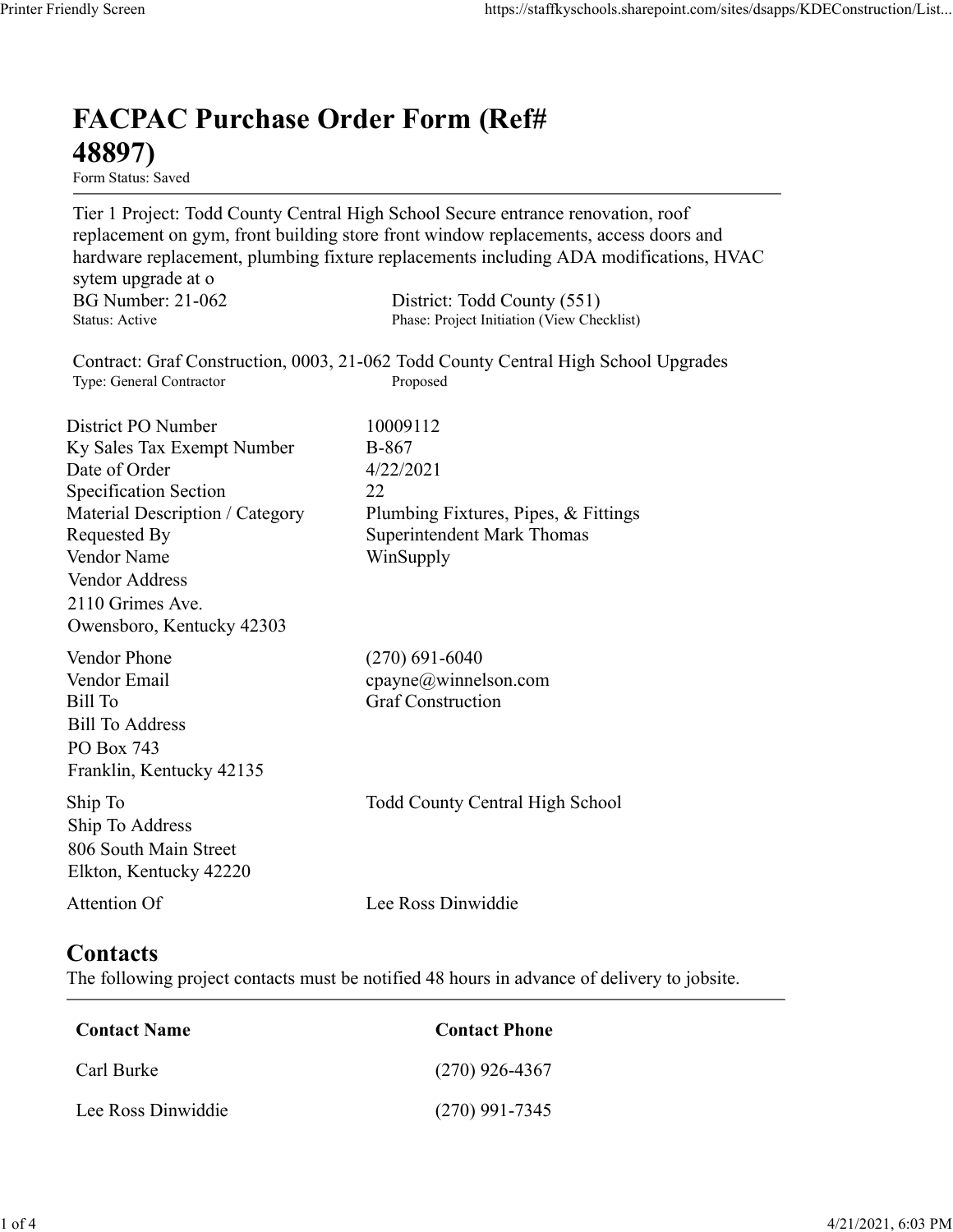# FACPAC Purchase Order Form (Ref# 48897)

Form Status: Saved

Tier 1 Project: Todd County Central High School Secure entrance renovation, roof replacement on gym, front building store front window replacements, access doors and hardware replacement, plumbing fixture replacements including ADA modifications, HVAC sytem upgrade at o

BG Number: 21-062
Status: Active

District: Todd County (551)
Phase: Project Initiation (View Checklist)

Contract: Graf Construction, 0003, 21-062 Todd County Central High School Upgrades
Type: General Contractor
Proposed

| | |
|---|---|
| District PO Number | 10009112 |
| Ky Sales Tax Exempt Number | B-867 |
| Date of Order | 4/22/2021 |
| Specification Section | 22 |
| Material Description / Category | Plumbing Fixtures, Pipes, & Fittings |
| Requested By | Superintendent Mark Thomas |
| Vendor Name | WinSupply |

Vendor Address
2110 Grimes Ave.
Owensboro, Kentucky 42303

| | |
|---|---|
| Vendor Phone | (270) 691-6040 |
| Vendor Email | cpayne@winnelson.com |
| Bill To | Graf Construction |

Bill To Address
PO Box 743
Franklin, Kentucky 42135

| | |
|---|---|
| Ship To | Todd County Central High School |

Ship To Address
806 South Main Street
Elkton, Kentucky 42220

| | |
|---|---|
| Attention Of | Lee Ross Dinwiddie |

## Contacts

The following project contacts must be notified 48 hours in advance of delivery to jobsite.

| Contact Name | Contact Phone |
|---|---|
| Carl Burke | (270) 926-4367 |
| Lee Ross Dinwiddie | (270) 991-7345 |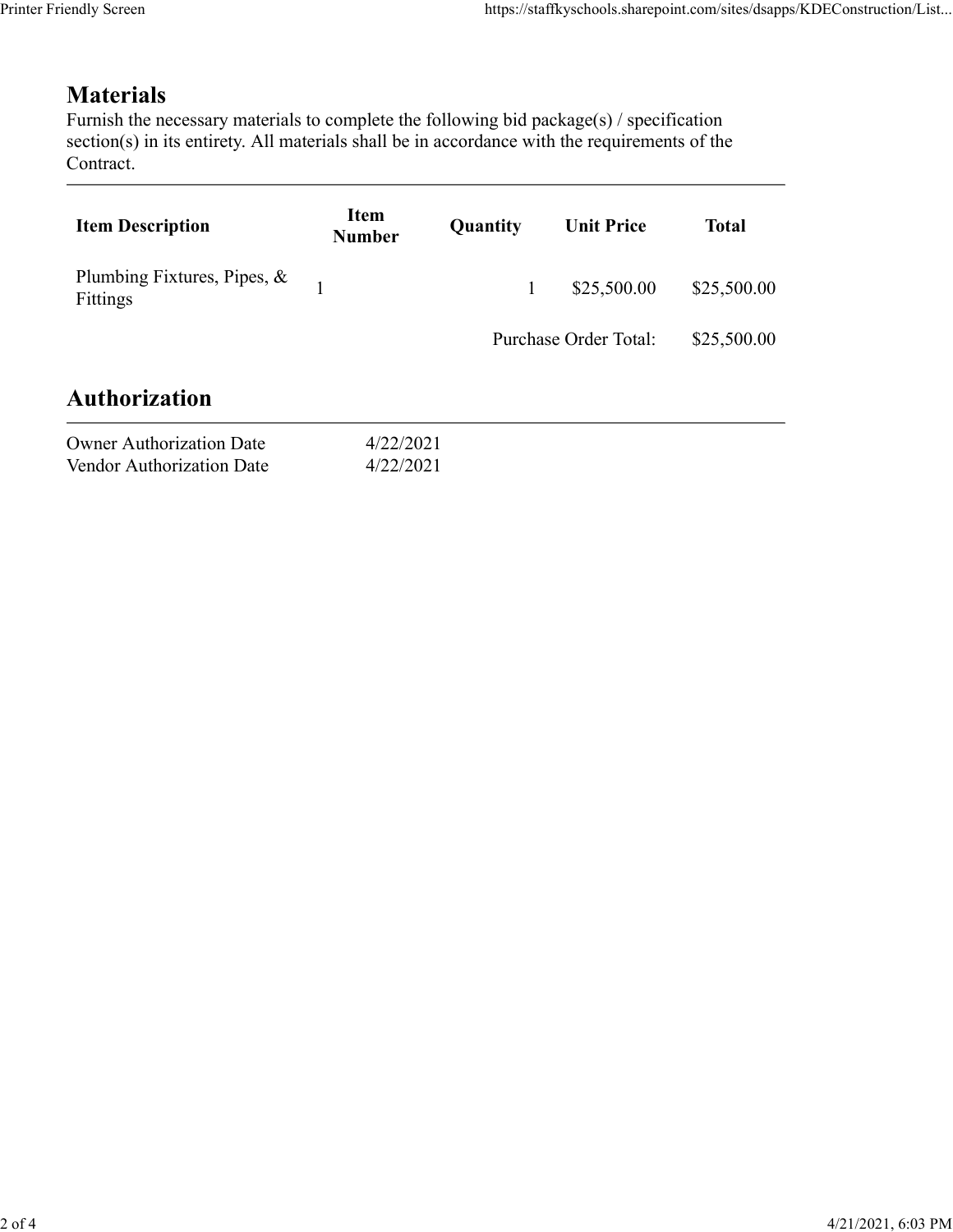## Materials

Furnish the necessary materials to complete the following bid package(s) / specification section(s) in its entirety. All materials shall be in accordance with the requirements of the Contract.

| Item Description | Item Number | Quantity | Unit Price | Total |
|---|---|---|---|---|
| Plumbing Fixtures, Pipes, & Fittings | 1 | 1 | $25,500.00 | $25,500.00 |
| | | | Purchase Order Total: | $25,500.00 |

## Authorization

| | |
|---|---|
| Owner Authorization Date | 4/22/2021 |
| Vendor Authorization Date | 4/22/2021 |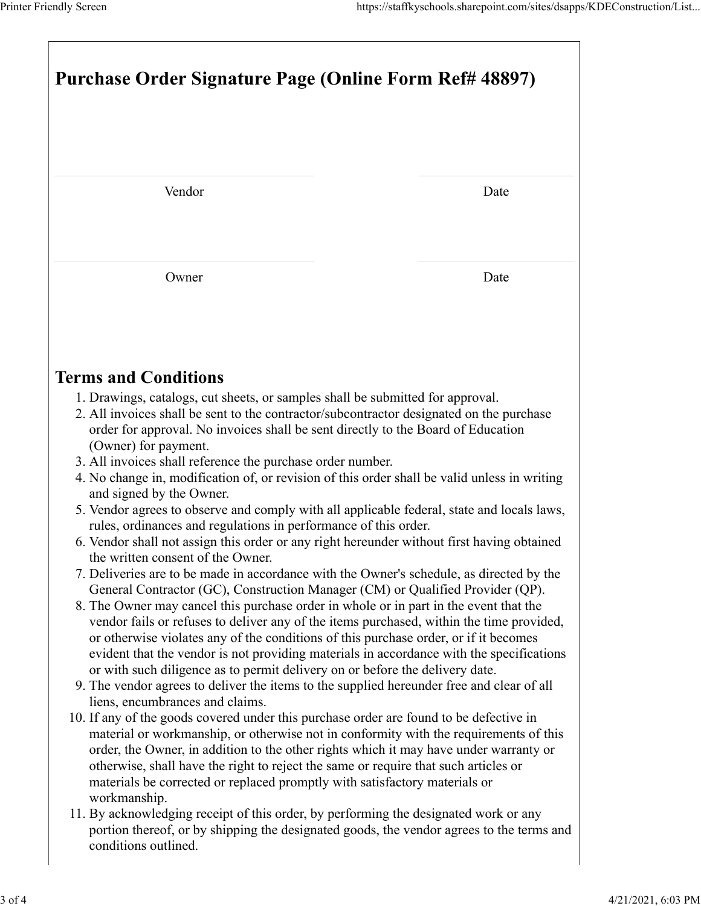# Purchase Order Signature Page (Online Form Ref# 48897)

| Vendor | Date |
|---|---|
| Owner | Date |

## Terms and Conditions

1. Drawings, catalogs, cut sheets, or samples shall be submitted for approval.
2. All invoices shall be sent to the contractor/subcontractor designated on the purchase order for approval. No invoices shall be sent directly to the Board of Education (Owner) for payment.
3. All invoices shall reference the purchase order number.
4. No change in, modification of, or revision of this order shall be valid unless in writing and signed by the Owner.
5. Vendor agrees to observe and comply with all applicable federal, state and locals laws, rules, ordinances and regulations in performance of this order.
6. Vendor shall not assign this order or any right hereunder without first having obtained the written consent of the Owner.
7. Deliveries are to be made in accordance with the Owner's schedule, as directed by the General Contractor (GC), Construction Manager (CM) or Qualified Provider (QP).
8. The Owner may cancel this purchase order in whole or in part in the event that the vendor fails or refuses to deliver any of the items purchased, within the time provided, or otherwise violates any of the conditions of this purchase order, or if it becomes evident that the vendor is not providing materials in accordance with the specifications or with such diligence as to permit delivery on or before the delivery date.
9. The vendor agrees to deliver the items to the supplied hereunder free and clear of all liens, encumbrances and claims.
10. If any of the goods covered under this purchase order are found to be defective in material or workmanship, or otherwise not in conformity with the requirements of this order, the Owner, in addition to the other rights which it may have under warranty or otherwise, shall have the right to reject the same or require that such articles or materials be corrected or replaced promptly with satisfactory materials or workmanship.
11. By acknowledging receipt of this order, by performing the designated work or any portion thereof, or by shipping the designated goods, the vendor agrees to the terms and conditions outlined.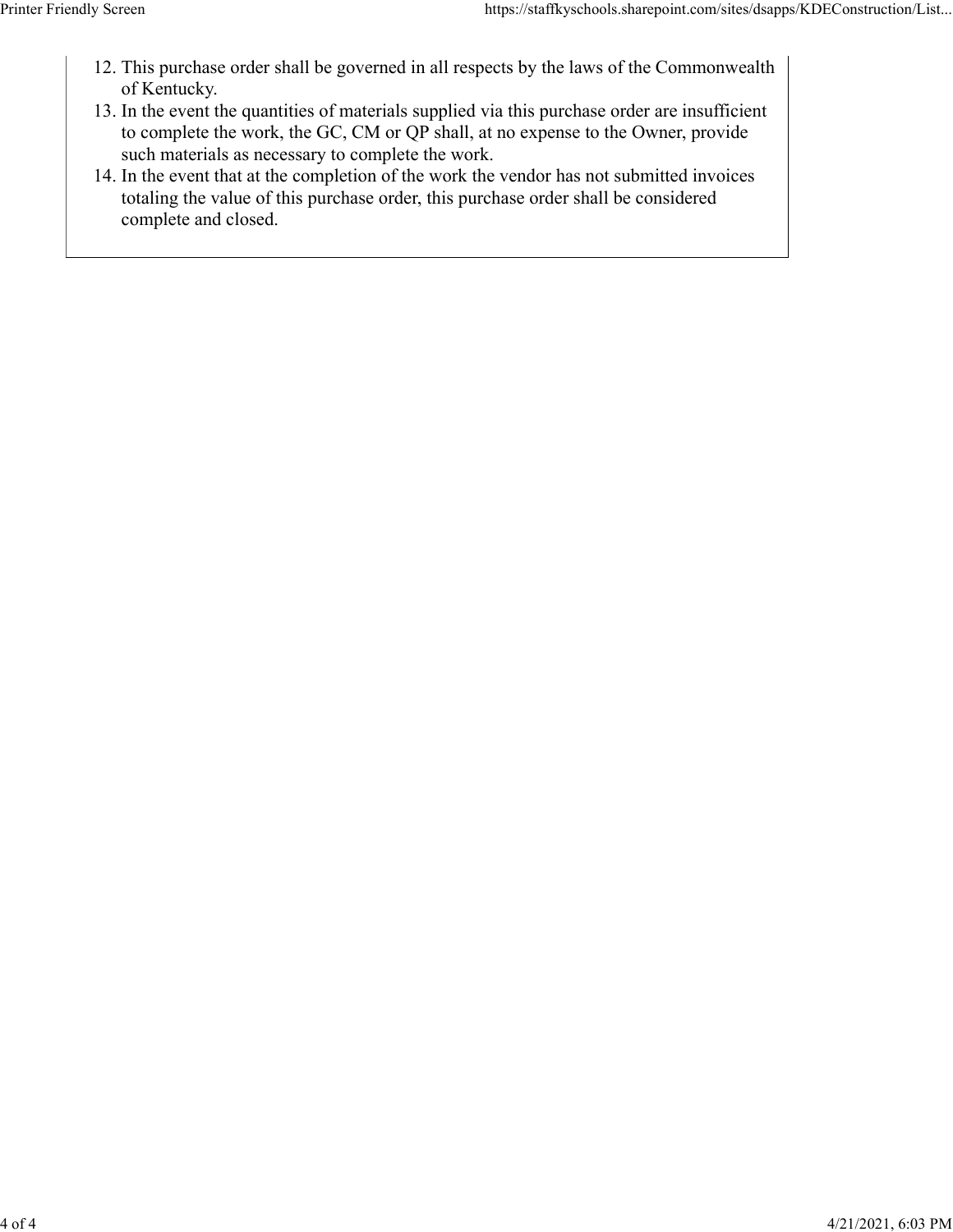12. This purchase order shall be governed in all respects by the laws of the Commonwealth of Kentucky.
13. In the event the quantities of materials supplied via this purchase order are insufficient to complete the work, the GC, CM or QP shall, at no expense to the Owner, provide such materials as necessary to complete the work.
14. In the event that at the completion of the work the vendor has not submitted invoices totaling the value of this purchase order, this purchase order shall be considered complete and closed.